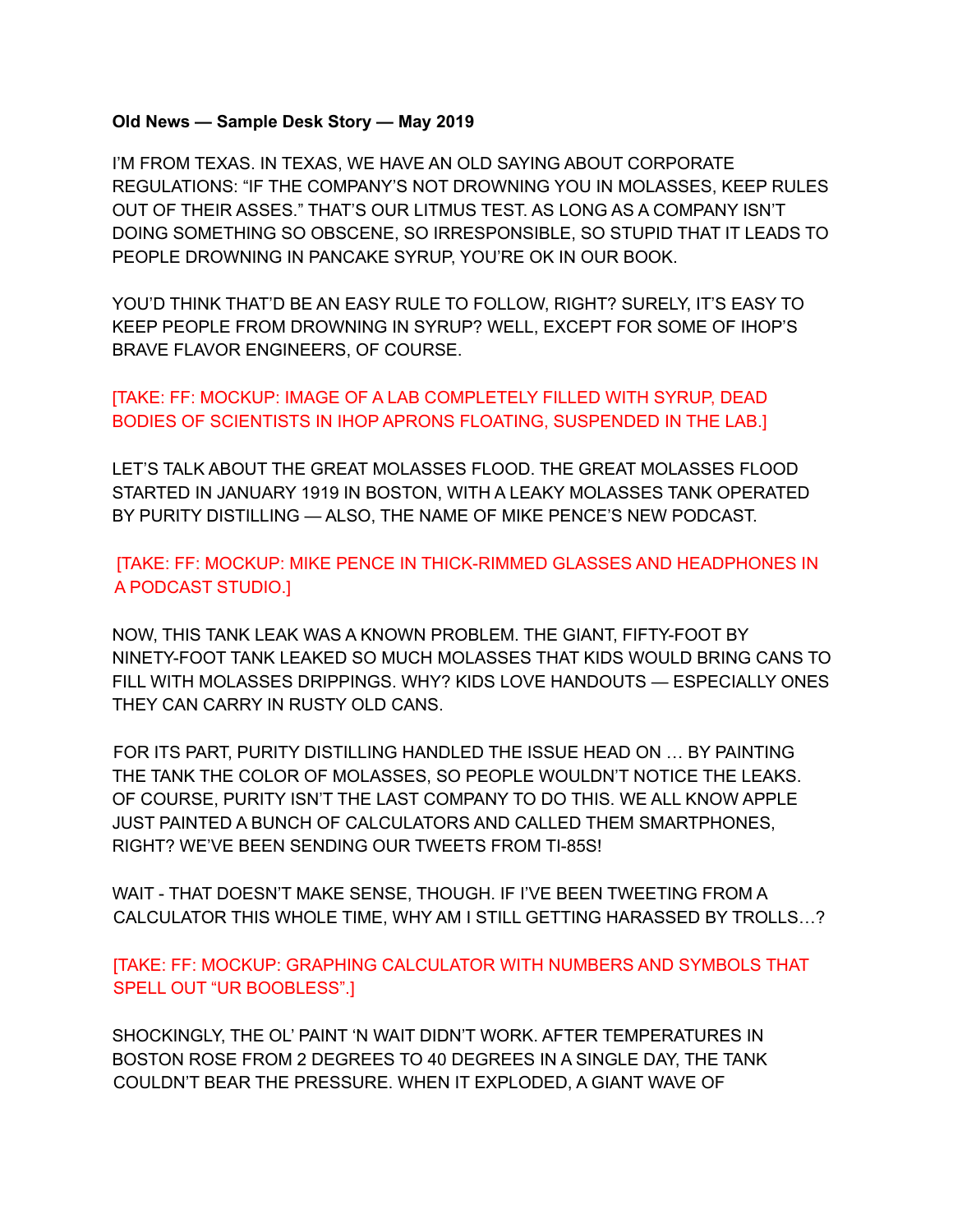**Old News — Sample Desk Story — May 2019**

I'M FROM TEXAS. IN TEXAS, WE HAVE AN OLD SAYING ABOUT CORPORATE REGULATIONS: "IF THE COMPANY'S NOT DROWNING YOU IN MOLASSES, KEEP RULES OUT OF THEIR ASSES." THAT'S OUR LITMUS TEST. AS LONG AS A COMPANY ISN'T DOING SOMETHING SO OBSCENE, SO IRRESPONSIBLE, SO STUPID THAT IT LEADS TO PEOPLE DROWNING IN PANCAKE SYRUP, YOU'RE OK IN OUR BOOK.

YOU'D THINK THAT'D BE AN EASY RULE TO FOLLOW, RIGHT? SURELY, IT'S EASY TO KEEP PEOPLE FROM DROWNING IN SYRUP? WELL, EXCEPT FOR SOME OF IHOP'S BRAVE FLAVOR ENGINEERS, OF COURSE.

[TAKE: FF: MOCKUP: IMAGE OF A LAB COMPLETELY FILLED WITH SYRUP, DEAD BODIES OF SCIENTISTS IN IHOP APRONS FLOATING, SUSPENDED IN THE LAB.]

LET'S TALK ABOUT THE GREAT MOLASSES FLOOD. THE GREAT MOLASSES FLOOD STARTED IN JANUARY 1919 IN BOSTON, WITH A LEAKY MOLASSES TANK OPERATED BY PURITY DISTILLING — ALSO, THE NAME OF MIKE PENCE'S NEW PODCAST.

[TAKE: FF: MOCKUP: MIKE PENCE IN THICK-RIMMED GLASSES AND HEADPHONES IN A PODCAST STUDIO.]

NOW, THIS TANK LEAK WAS A KNOWN PROBLEM. THE GIANT, FIFTY-FOOT BY NINETY-FOOT TANK LEAKED SO MUCH MOLASSES THAT KIDS WOULD BRING CANS TO FILL WITH MOLASSES DRIPPINGS. WHY? KIDS LOVE HANDOUTS — ESPECIALLY ONES THEY CAN CARRY IN RUSTY OLD CANS.

FOR ITS PART, PURITY DISTILLING HANDLED THE ISSUE HEAD ON … BY PAINTING THE TANK THE COLOR OF MOLASSES, SO PEOPLE WOULDN'T NOTICE THE LEAKS. OF COURSE, PURITY ISN'T THE LAST COMPANY TO DO THIS. WE ALL KNOW APPLE JUST PAINTED A BUNCH OF CALCULATORS AND CALLED THEM SMARTPHONES, RIGHT? WE'VE BEEN SENDING OUR TWEETS FROM TI-85S!

WAIT - THAT DOESN'T MAKE SENSE, THOUGH. IF I'VE BEEN TWEETING FROM A CALCULATOR THIS WHOLE TIME, WHY AM I STILL GETTING HARASSED BY TROLLS…?

[TAKE: FF: MOCKUP: GRAPHING CALCULATOR WITH NUMBERS AND SYMBOLS THAT SPELL OUT "UR BOOBLESS".]

SHOCKINGLY, THE OL' PAINT 'N WAIT DIDN'T WORK. AFTER TEMPERATURES IN BOSTON ROSE FROM 2 DEGREES TO 40 DEGREES IN A SINGLE DAY, THE TANK COULDN'T BEAR THE PRESSURE. WHEN IT EXPLODED, A GIANT WAVE OF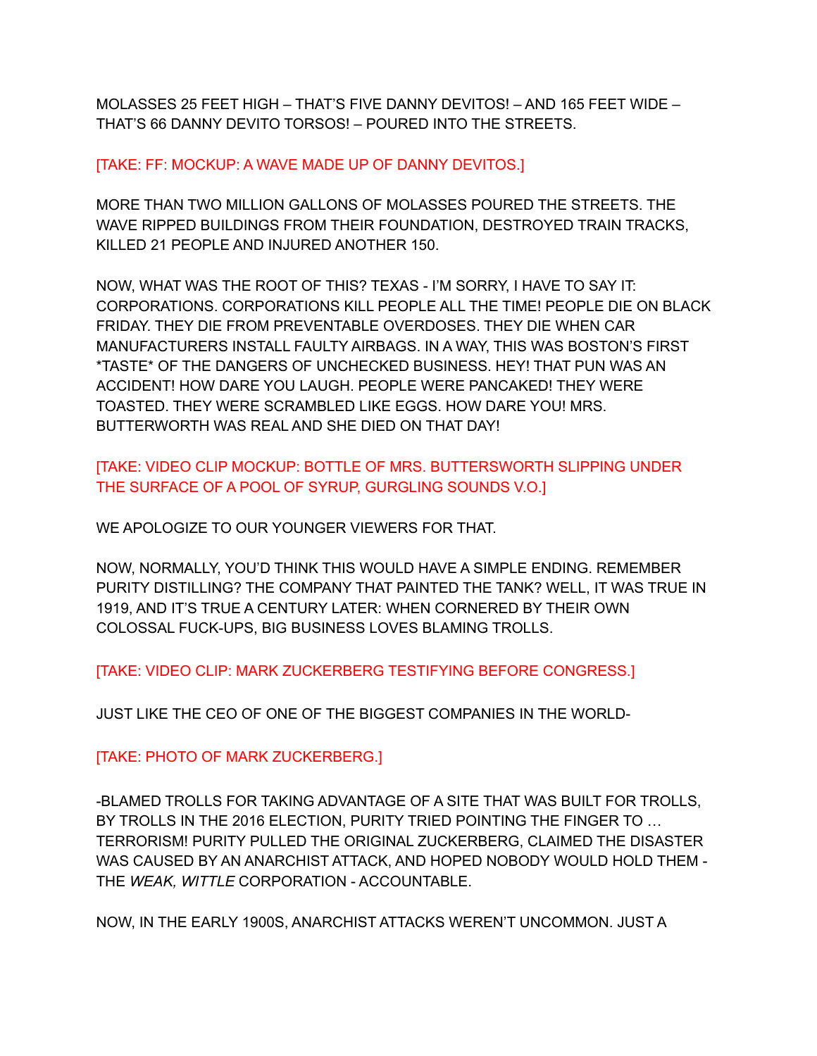MOLASSES 25 FEET HIGH – THAT'S FIVE DANNY DEVITOS! – AND 165 FEET WIDE – THAT'S 66 DANNY DEVITO TORSOS! – POURED INTO THE STREETS.

[TAKE: FF: MOCKUP: A WAVE MADE UP OF DANNY DEVITOS.]

MORE THAN TWO MILLION GALLONS OF MOLASSES POURED THE STREETS. THE WAVE RIPPED BUILDINGS FROM THEIR FOUNDATION, DESTROYED TRAIN TRACKS, KILLED 21 PEOPLE AND INJURED ANOTHER 150.

NOW, WHAT WAS THE ROOT OF THIS? TEXAS - I'M SORRY, I HAVE TO SAY IT: CORPORATIONS. CORPORATIONS KILL PEOPLE ALL THE TIME! PEOPLE DIE ON BLACK FRIDAY. THEY DIE FROM PREVENTABLE OVERDOSES. THEY DIE WHEN CAR MANUFACTURERS INSTALL FAULTY AIRBAGS. IN A WAY, THIS WAS BOSTON'S FIRST *TASTE* OF THE DANGERS OF UNCHECKED BUSINESS. HEY! THAT PUN WAS AN ACCIDENT! HOW DARE YOU LAUGH. PEOPLE WERE PANCAKED! THEY WERE TOASTED. THEY WERE SCRAMBLED LIKE EGGS. HOW DARE YOU! MRS. BUTTERWORTH WAS REAL AND SHE DIED ON THAT DAY!

[TAKE: VIDEO CLIP MOCKUP: BOTTLE OF MRS. BUTTERSWORTH SLIPPING UNDER THE SURFACE OF A POOL OF SYRUP, GURGLING SOUNDS V.O.]

WE APOLOGIZE TO OUR YOUNGER VIEWERS FOR THAT.

NOW, NORMALLY, YOU'D THINK THIS WOULD HAVE A SIMPLE ENDING. REMEMBER PURITY DISTILLING? THE COMPANY THAT PAINTED THE TANK? WELL, IT WAS TRUE IN 1919, AND IT'S TRUE A CENTURY LATER: WHEN CORNERED BY THEIR OWN COLOSSAL FUCK-UPS, BIG BUSINESS LOVES BLAMING TROLLS.

[TAKE: VIDEO CLIP: MARK ZUCKERBERG TESTIFYING BEFORE CONGRESS.]

JUST LIKE THE CEO OF ONE OF THE BIGGEST COMPANIES IN THE WORLD-

[TAKE: PHOTO OF MARK ZUCKERBERG.]

-BLAMED TROLLS FOR TAKING ADVANTAGE OF A SITE THAT WAS BUILT FOR TROLLS, BY TROLLS IN THE 2016 ELECTION, PURITY TRIED POINTING THE FINGER TO … TERRORISM! PURITY PULLED THE ORIGINAL ZUCKERBERG, CLAIMED THE DISASTER WAS CAUSED BY AN ANARCHIST ATTACK, AND HOPED NOBODY WOULD HOLD THEM - THE *WEAK, WITTLE* CORPORATION - ACCOUNTABLE.

NOW, IN THE EARLY 1900S, ANARCHIST ATTACKS WEREN'T UNCOMMON. JUST A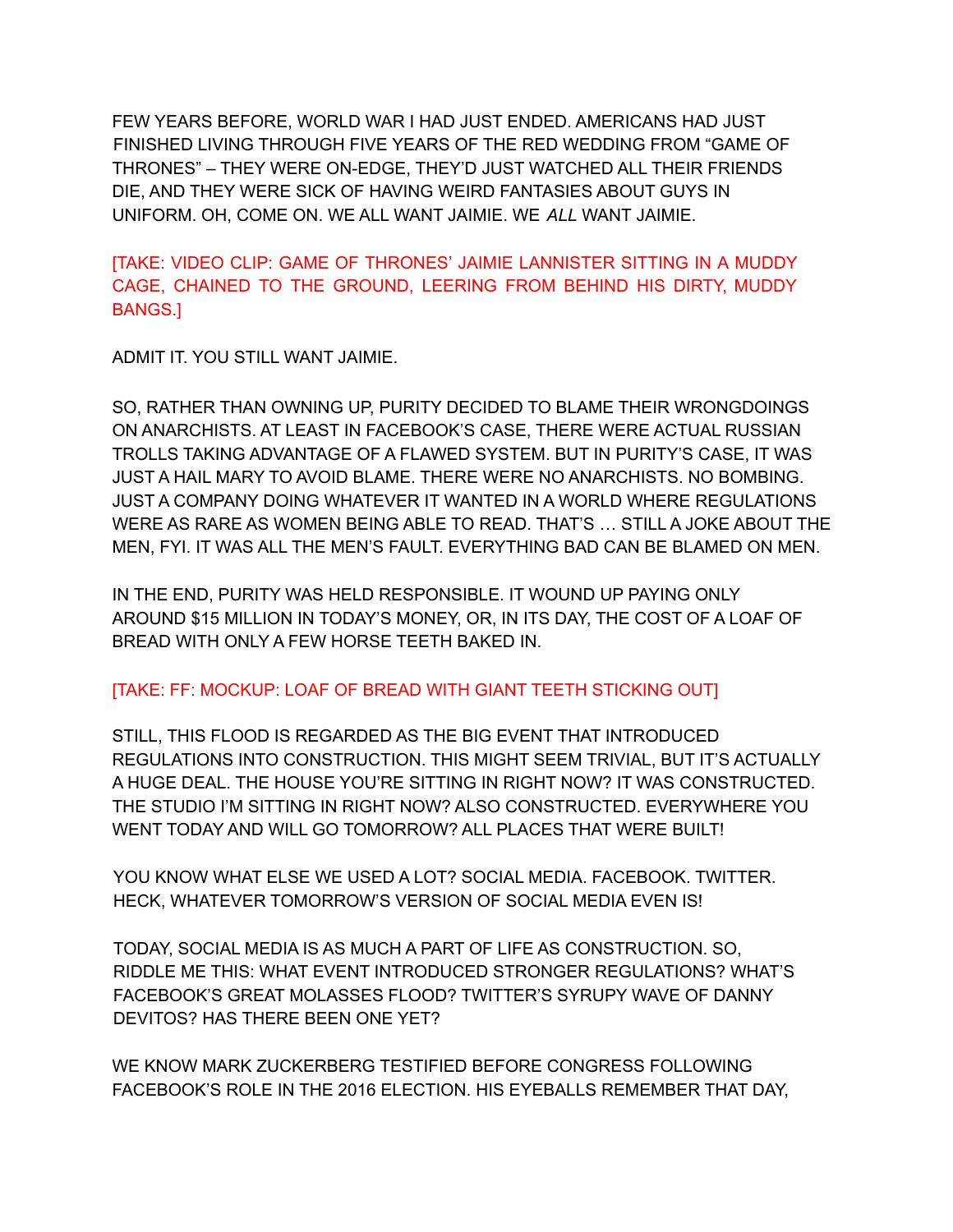FEW YEARS BEFORE, WORLD WAR I HAD JUST ENDED. AMERICANS HAD JUST FINISHED LIVING THROUGH FIVE YEARS OF THE RED WEDDING FROM "GAME OF THRONES" – THEY WERE ON-EDGE, THEY'D JUST WATCHED ALL THEIR FRIENDS DIE, AND THEY WERE SICK OF HAVING WEIRD FANTASIES ABOUT GUYS IN UNIFORM. OH, COME ON. WE ALL WANT JAIMIE. WE *ALL* WANT JAIMIE.

[TAKE: VIDEO CLIP: GAME OF THRONES' JAIMIE LANNISTER SITTING IN A MUDDY CAGE, CHAINED TO THE GROUND, LEERING FROM BEHIND HIS DIRTY, MUDDY BANGS.]

ADMIT IT. YOU STILL WANT JAIMIE.

SO, RATHER THAN OWNING UP, PURITY DECIDED TO BLAME THEIR WRONGDOINGS ON ANARCHISTS. AT LEAST IN FACEBOOK'S CASE, THERE WERE ACTUAL RUSSIAN TROLLS TAKING ADVANTAGE OF A FLAWED SYSTEM. BUT IN PURITY'S CASE, IT WAS JUST A HAIL MARY TO AVOID BLAME. THERE WERE NO ANARCHISTS. NO BOMBING. JUST A COMPANY DOING WHATEVER IT WANTED IN A WORLD WHERE REGULATIONS WERE AS RARE AS WOMEN BEING ABLE TO READ. THAT'S … STILL A JOKE ABOUT THE MEN, FYI. IT WAS ALL THE MEN'S FAULT. EVERYTHING BAD CAN BE BLAMED ON MEN.

IN THE END, PURITY WAS HELD RESPONSIBLE. IT WOUND UP PAYING ONLY AROUND $15 MILLION IN TODAY'S MONEY, OR, IN ITS DAY, THE COST OF A LOAF OF BREAD WITH ONLY A FEW HORSE TEETH BAKED IN.

[TAKE: FF: MOCKUP: LOAF OF BREAD WITH GIANT TEETH STICKING OUT]

STILL, THIS FLOOD IS REGARDED AS THE BIG EVENT THAT INTRODUCED REGULATIONS INTO CONSTRUCTION. THIS MIGHT SEEM TRIVIAL, BUT IT'S ACTUALLY A HUGE DEAL. THE HOUSE YOU'RE SITTING IN RIGHT NOW? IT WAS CONSTRUCTED. THE STUDIO I'M SITTING IN RIGHT NOW? ALSO CONSTRUCTED. EVERYWHERE YOU WENT TODAY AND WILL GO TOMORROW? ALL PLACES THAT WERE BUILT!

YOU KNOW WHAT ELSE WE USED A LOT? SOCIAL MEDIA. FACEBOOK. TWITTER. HECK, WHATEVER TOMORROW'S VERSION OF SOCIAL MEDIA EVEN IS!

TODAY, SOCIAL MEDIA IS AS MUCH A PART OF LIFE AS CONSTRUCTION. SO, RIDDLE ME THIS: WHAT EVENT INTRODUCED STRONGER REGULATIONS? WHAT'S FACEBOOK'S GREAT MOLASSES FLOOD? TWITTER'S SYRUPY WAVE OF DANNY DEVITOS? HAS THERE BEEN ONE YET?

WE KNOW MARK ZUCKERBERG TESTIFIED BEFORE CONGRESS FOLLOWING FACEBOOK'S ROLE IN THE 2016 ELECTION. HIS EYEBALLS REMEMBER THAT DAY,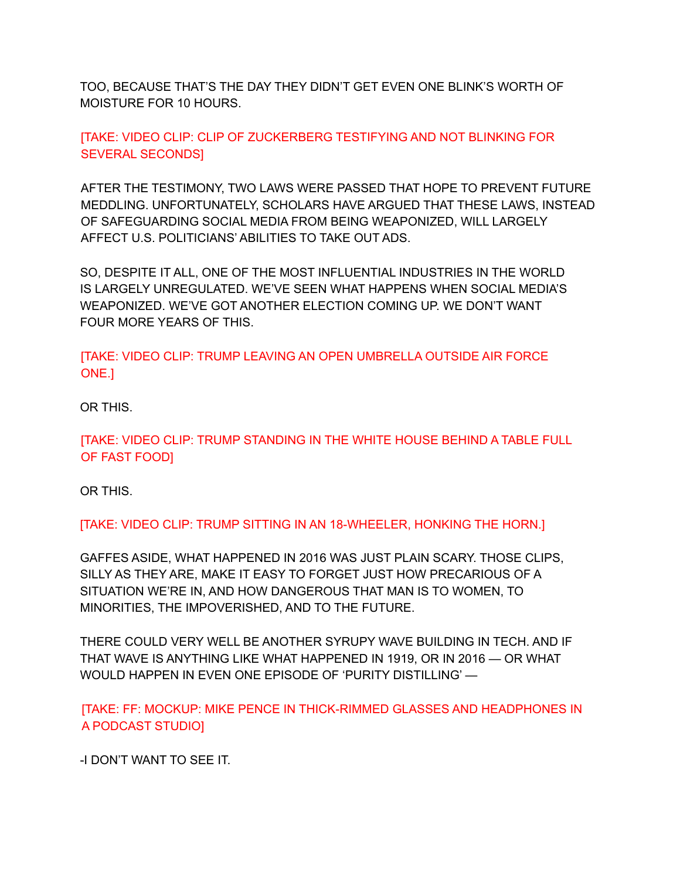TOO, BECAUSE THAT'S THE DAY THEY DIDN'T GET EVEN ONE BLINK'S WORTH OF MOISTURE FOR 10 HOURS.

[TAKE: VIDEO CLIP: CLIP OF ZUCKERBERG TESTIFYING AND NOT BLINKING FOR SEVERAL SECONDS]

AFTER THE TESTIMONY, TWO LAWS WERE PASSED THAT HOPE TO PREVENT FUTURE MEDDLING. UNFORTUNATELY, SCHOLARS HAVE ARGUED THAT THESE LAWS, INSTEAD OF SAFEGUARDING SOCIAL MEDIA FROM BEING WEAPONIZED, WILL LARGELY AFFECT U.S. POLITICIANS' ABILITIES TO TAKE OUT ADS.

SO, DESPITE IT ALL, ONE OF THE MOST INFLUENTIAL INDUSTRIES IN THE WORLD IS LARGELY UNREGULATED. WE'VE SEEN WHAT HAPPENS WHEN SOCIAL MEDIA'S WEAPONIZED. WE'VE GOT ANOTHER ELECTION COMING UP. WE DON'T WANT FOUR MORE YEARS OF THIS.

[TAKE: VIDEO CLIP: TRUMP LEAVING AN OPEN UMBRELLA OUTSIDE AIR FORCE ONE.]

OR THIS.

[TAKE: VIDEO CLIP: TRUMP STANDING IN THE WHITE HOUSE BEHIND A TABLE FULL OF FAST FOOD]

OR THIS.

[TAKE: VIDEO CLIP: TRUMP SITTING IN AN 18-WHEELER, HONKING THE HORN.]

GAFFES ASIDE, WHAT HAPPENED IN 2016 WAS JUST PLAIN SCARY. THOSE CLIPS, SILLY AS THEY ARE, MAKE IT EASY TO FORGET JUST HOW PRECARIOUS OF A SITUATION WE'RE IN, AND HOW DANGEROUS THAT MAN IS TO WOMEN, TO MINORITIES, THE IMPOVERISHED, AND TO THE FUTURE.

THERE COULD VERY WELL BE ANOTHER SYRUPY WAVE BUILDING IN TECH. AND IF THAT WAVE IS ANYTHING LIKE WHAT HAPPENED IN 1919, OR IN 2016 — OR WHAT WOULD HAPPEN IN EVEN ONE EPISODE OF 'PURITY DISTILLING' —

[TAKE: FF: MOCKUP: MIKE PENCE IN THICK-RIMMED GLASSES AND HEADPHONES IN A PODCAST STUDIO]

-I DON'T WANT TO SEE IT.